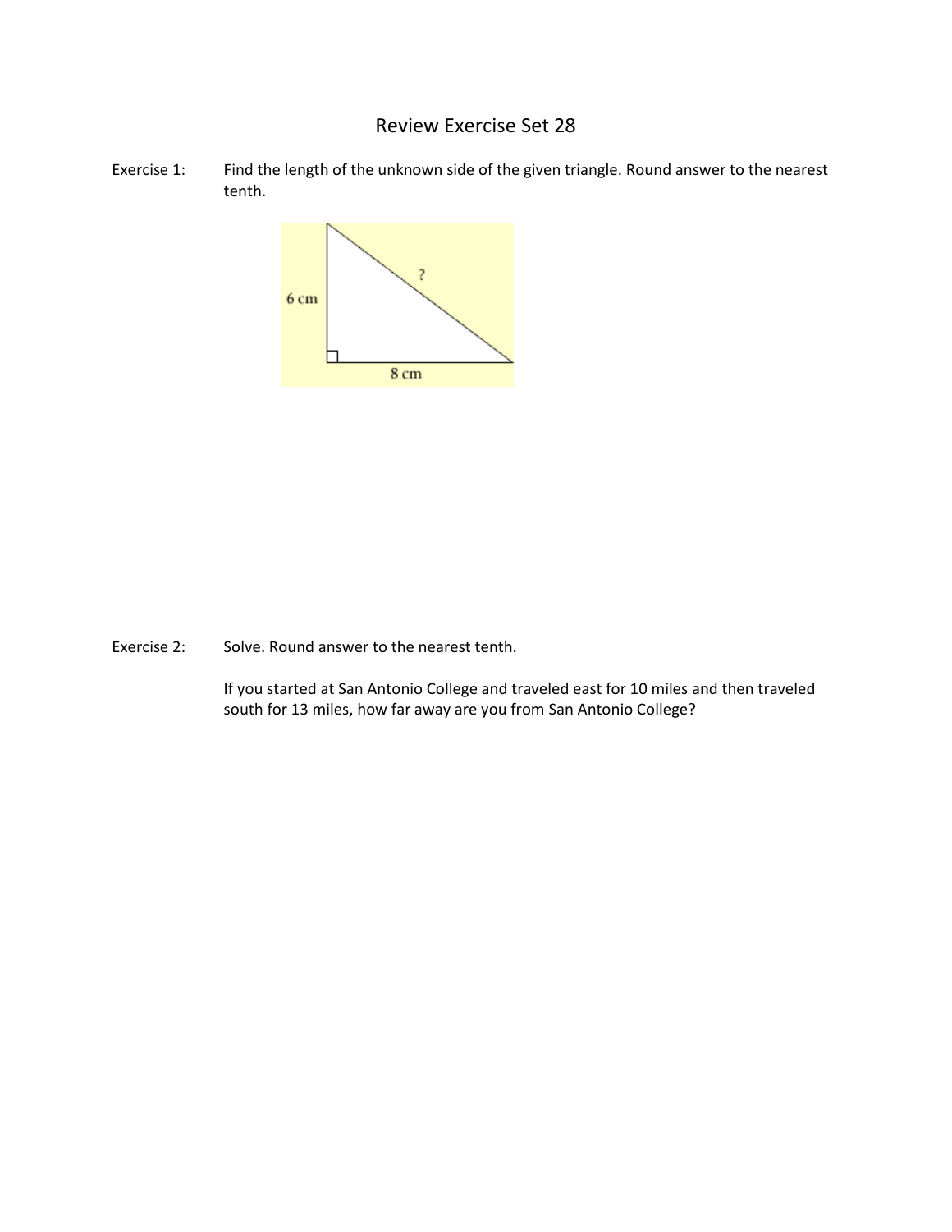# Review Exercise Set 28

Exercise 1: Find the length of the unknown side of the given triangle. Round answer to the nearest tenth.

6 cm

8 cm

?

Exercise 2: Solve. Round answer to the nearest tenth.

If you started at San Antonio College and traveled east for 10 miles and then traveled south for 13 miles, how far away are you from San Antonio College?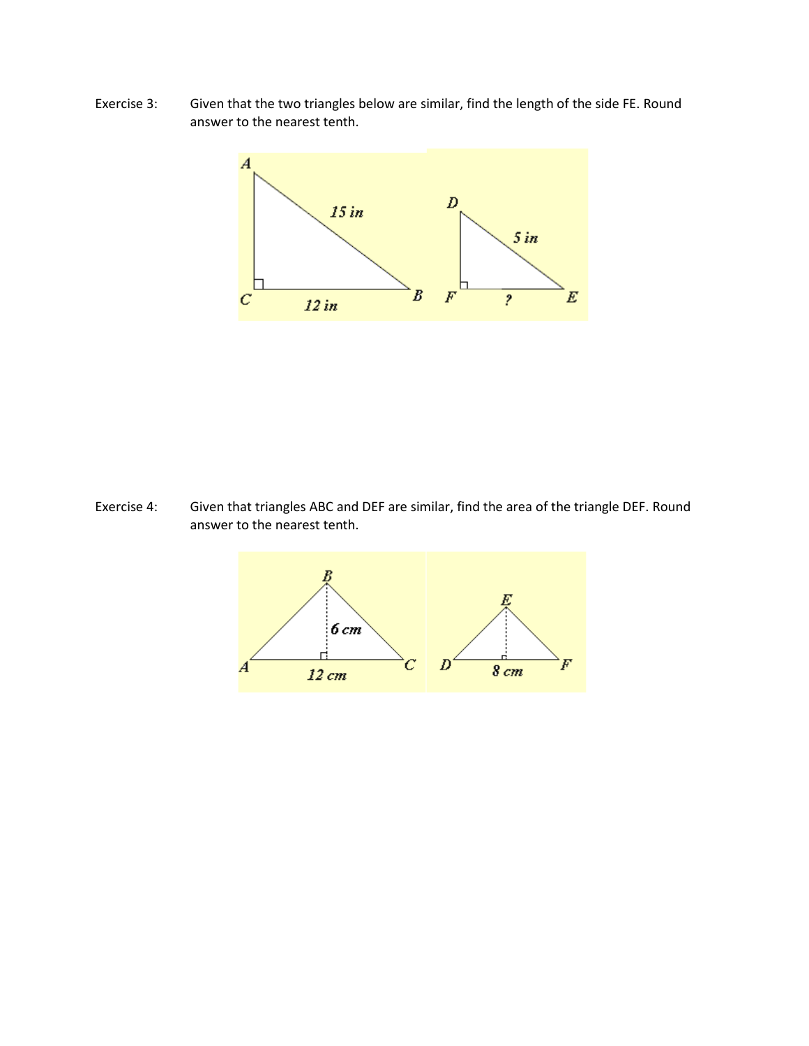Exercise 3: Given that the two triangles below are similar, find the length of the side FE. Round answer to the nearest tenth.

Exercise 4: Given that triangles ABC and DEF are similar, find the area of the triangle DEF. Round answer to the nearest tenth.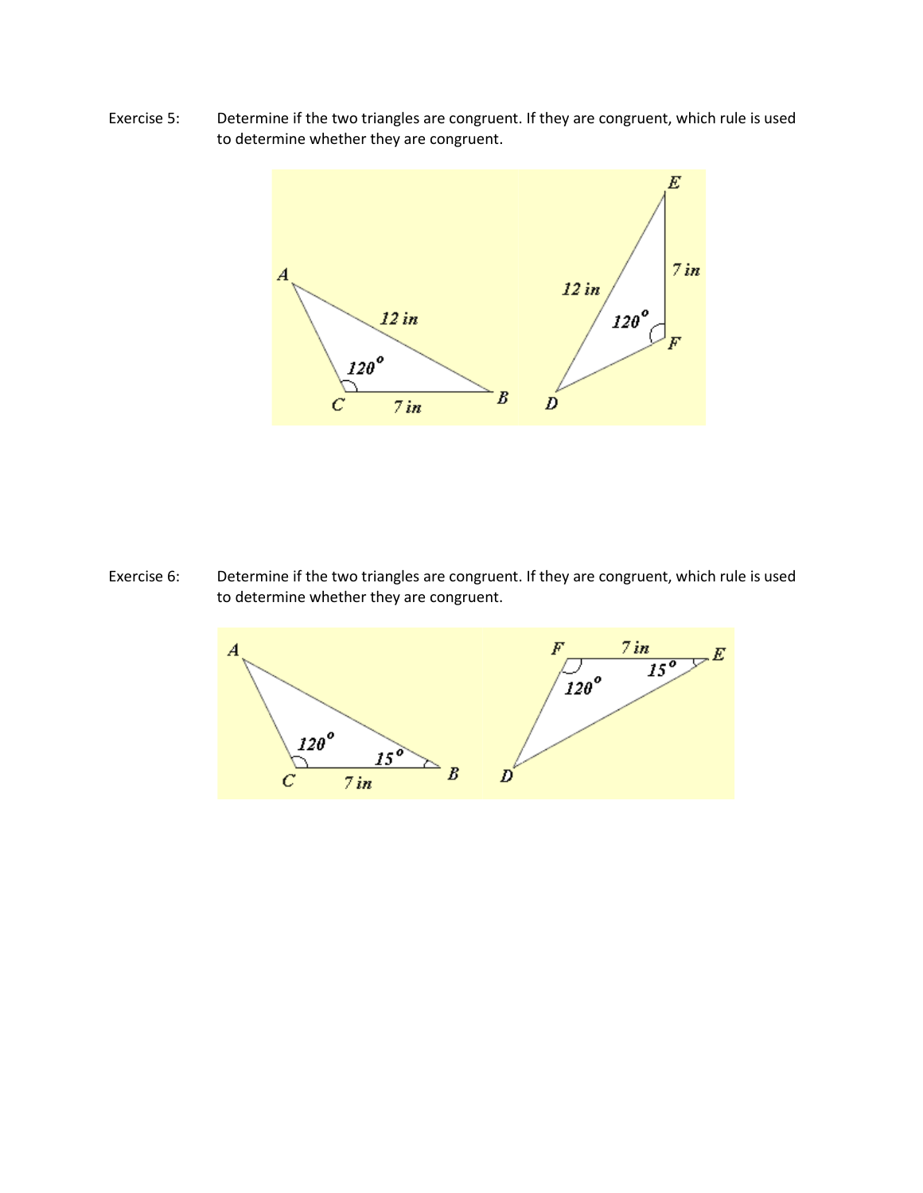Exercise 5: Determine if the two triangles are congruent. If they are congruent, which rule is used to determine whether they are congruent.

Exercise 6: Determine if the two triangles are congruent. If they are congruent, which rule is used to determine whether they are congruent.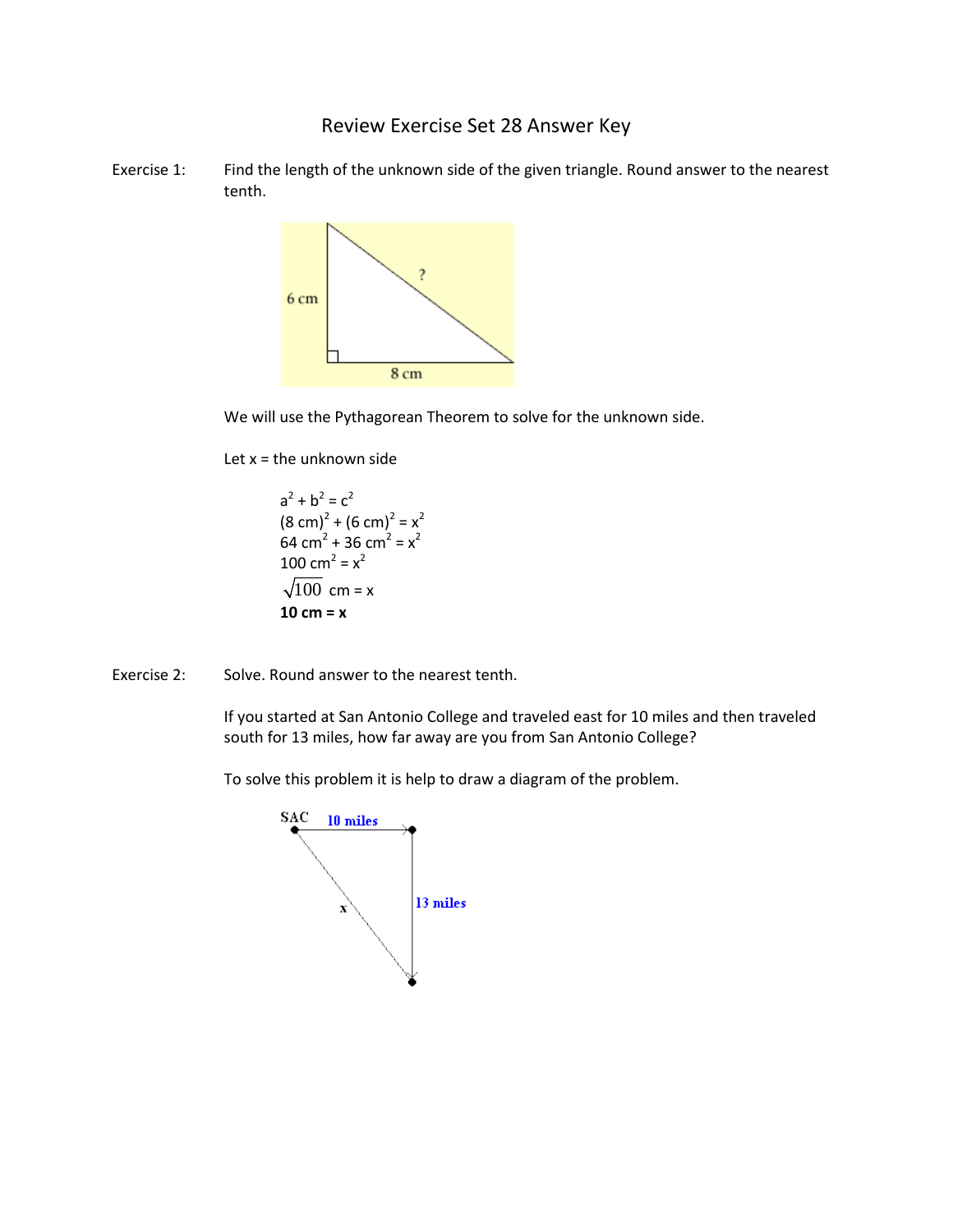# Review Exercise Set 28 Answer Key

Exercise 1: Find the length of the unknown side of the given triangle. Round answer to the nearest tenth.

We will use the Pythagorean Theorem to solve for the unknown side.

Let x = the unknown side

$a^2 + b^2 = c^2$
$(8 \text{ cm})^2 + (6 \text{ cm})^2 = x^2$
$64 \text{ cm}^2 + 36 \text{ cm}^2 = x^2$
$100 \text{ cm}^2 = x^2$
$\sqrt{100} \text{ cm} = x$
**$10 \text{ cm} = x$**

Exercise 2: Solve. Round answer to the nearest tenth.

If you started at San Antonio College and traveled east for 10 miles and then traveled south for 13 miles, how far away are you from San Antonio College?

To solve this problem it is help to draw a diagram of the problem.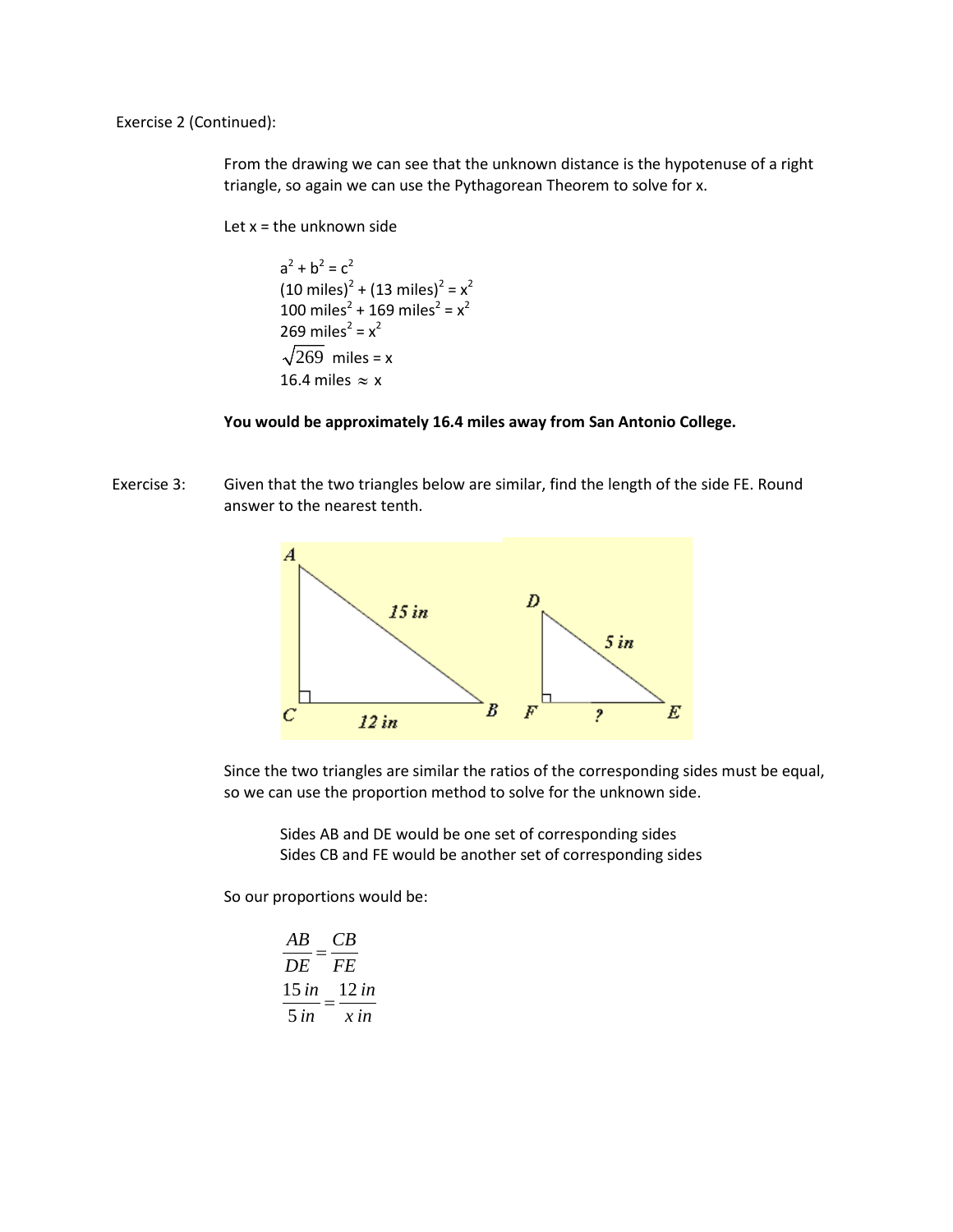Exercise 2 (Continued):

From the drawing we can see that the unknown distance is the hypotenuse of a right triangle, so again we can use the Pythagorean Theorem to solve for x.

Let x = the unknown side

$$a^2 + b^2 = c^2$$
$$(10 \text{ miles})^2 + (13 \text{ miles})^2 = x^2$$
$$100 \text{ miles}^2 + 169 \text{ miles}^2 = x^2$$
$$269 \text{ miles}^2 = x^2$$
$$\sqrt{269} \text{ miles} = x$$
$$16.4 \text{ miles} \approx x$$

**You would be approximately 16.4 miles away from San Antonio College.**

Exercise 3: Given that the two triangles below are similar, find the length of the side FE. Round answer to the nearest tenth.

Since the two triangles are similar the ratios of the corresponding sides must be equal, so we can use the proportion method to solve for the unknown side.

Sides AB and DE would be one set of corresponding sides
Sides CB and FE would be another set of corresponding sides

So our proportions would be:

$$\frac{AB}{DE} = \frac{CB}{FE}$$
$$\frac{15\,in}{5\,in} = \frac{12\,in}{x\,in}$$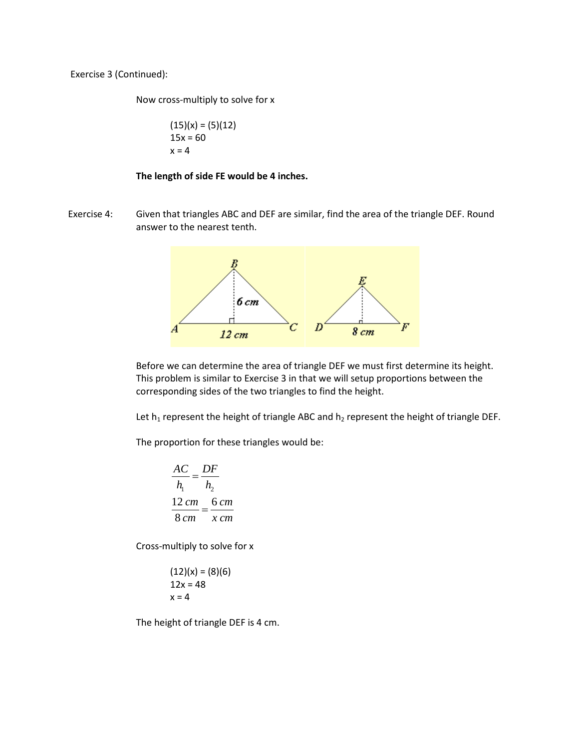Exercise 3 (Continued):

Now cross-multiply to solve for x

(15)(x) = (5)(12)
15x = 60
x = 4

**The length of side FE would be 4 inches.**

Exercise 4: Given that triangles ABC and DEF are similar, find the area of the triangle DEF. Round answer to the nearest tenth.

Before we can determine the area of triangle DEF we must first determine its height. This problem is similar to Exercise 3 in that we will setup proportions between the corresponding sides of the two triangles to find the height.

Let $h_1$ represent the height of triangle ABC and $h_2$ represent the height of triangle DEF.

The proportion for these triangles would be:

$$\frac{AC}{h_1} = \frac{DF}{h_2}$$

$$\frac{12\ cm}{8\ cm} = \frac{6\ cm}{x\ cm}$$

Cross-multiply to solve for x

(12)(x) = (8)(6)
12x = 48
x = 4

The height of triangle DEF is 4 cm.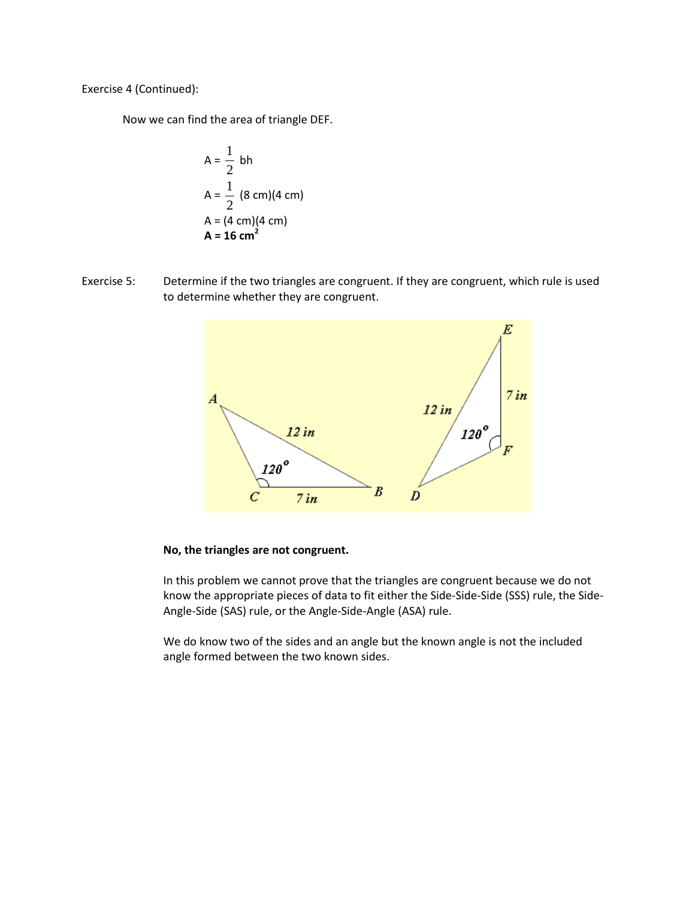Exercise 4 (Continued):

Now we can find the area of triangle DEF.

$$A = \frac{1}{2}bh$$

$$A = \frac{1}{2}(8 \text{ cm})(4 \text{ cm})$$

$$A = (4 \text{ cm})(4 \text{ cm})$$

$$\mathbf{A = 16 \text{ cm}^2}$$

Exercise 5: Determine if the two triangles are congruent. If they are congruent, which rule is used to determine whether they are congruent.

**No, the triangles are not congruent.**

In this problem we cannot prove that the triangles are congruent because we do not know the appropriate pieces of data to fit either the Side-Side-Side (SSS) rule, the Side-Angle-Side (SAS) rule, or the Angle-Side-Angle (ASA) rule.

We do know two of the sides and an angle but the known angle is not the included angle formed between the two known sides.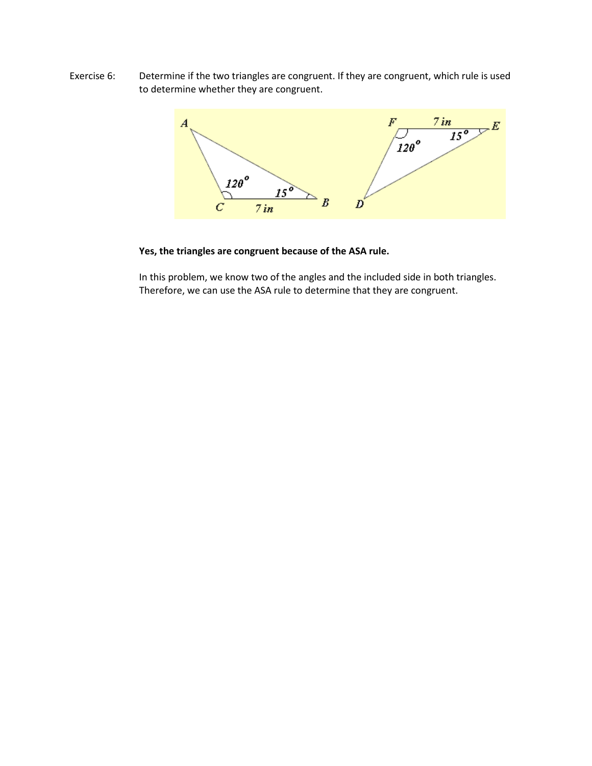Exercise 6: Determine if the two triangles are congruent. If they are congruent, which rule is used to determine whether they are congruent.

A

120°

15°

C 7 in B

F 7 in E

15°

120°

D

**Yes, the triangles are congruent because of the ASA rule.**

In this problem, we know two of the angles and the included side in both triangles. Therefore, we can use the ASA rule to determine that they are congruent.